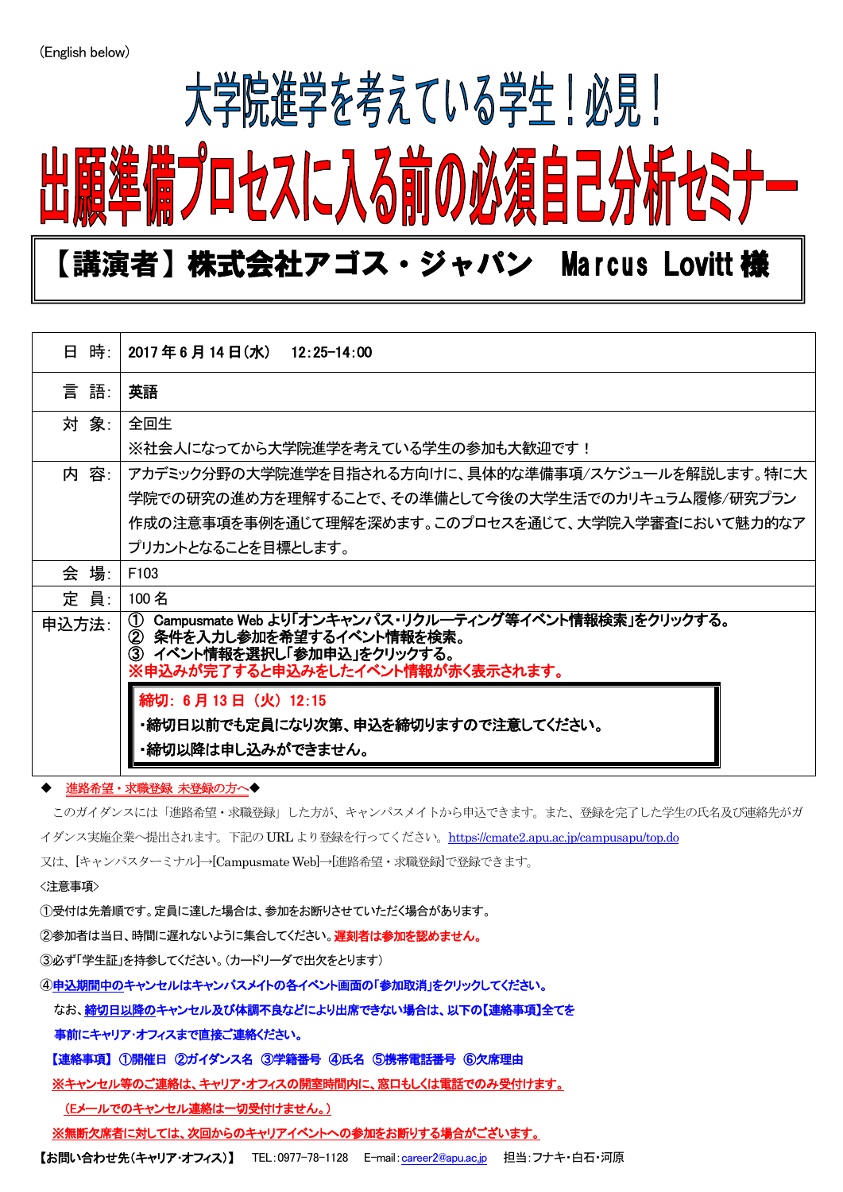(English below)

# 大学院進学を考えている学生！必見！

# 出願準備プロセスに入る前の必須自己分析セミナー

## 【講演者】株式会社アゴス・ジャパン　Marcus Lovitt 様

| | |
|---|---|
| 日　時: | 2017 年 6 月 14 日(水)　12:25-14:00 |
| 言　語: | 英語 |
| 対　象: | 全回生<br>※社会人になってから大学院進学を考えている学生の参加も大歓迎です！ |
| 内　容: | アカデミック分野の大学院進学を目指される方向けに、具体的な準備事項/スケジュールを解説します。特に大学院での研究の進め方を理解することで、その準備として今後の大学生活でのカリキュラム履修/研究プラン作成の注意事項を事例を通じて理解を深めます。このプロセスを通じて、大学院入学審査において魅力的なアプリカントとなることを目標とします。 |
| 会　場: | F103 |
| 定　員: | 100 名 |
| 申込方法: | ① Campusmate Web より「オンキャンパス・リクルーティング等イベント情報検索」をクリックする。<br>② 条件を入力し参加を希望するイベント情報を検索。<br>③ イベント情報を選択し「参加申込」をクリックする。<br>※申込みが完了すると申込みをしたイベント情報が赤く表示されます。<br>**締切: 6 月 13 日（火）12:15**<br>**・締切日以前でも定員になり次第、申込を締切りますので注意してください。**<br>**・締切以降は申し込みができません。** |

◆ 進路希望・求職登録 未登録の方へ◆

このガイダンスには「進路希望・求職登録」した方が、キャンパスメイトから申込できます。また、登録を完了した学生の氏名及び連絡先がガイダンス実施企業へ提出されます。下記の URL より登録を行ってください。https://cmate2.apu.ac.jp/campusapu/top.do

又は、[キャンパスターミナル]→[Campusmate Web]→[進路希望・求職登録]で登録できます。

<注意事項>

①受付は先着順です。定員に達した場合は、参加をお断りさせていただく場合があります。

②参加者は当日、時間に遅れないように集合してください。**遅刻者は参加を認めません。**

③必ず「学生証」を持参してください。(カードリーダで出欠をとります)

④**申込期間中のキャンセルはキャンパスメイトの各イベント画面の「参加取消」をクリックしてください。**

**なお、締切日以降のキャンセル及び体調不良などにより出席できない場合は、以下の【連絡事項】全てを事前にキャリア･オフィスまで直接ご連絡ください。**

**【連絡事項】①開催日　②ガイダンス名　③学籍番号　④氏名　⑤携帯電話番号　⑥欠席理由**

**※キャンセル等のご連絡は、キャリア･オフィスの開室時間内に、窓口もしくは電話でのみ受付けます。**

**(Eメールでのキャンセル連絡は一切受付けません。)**

**※無断欠席者に対しては、次回からのキャリアイベントへの参加をお断りする場合がございます。**

**【お問い合わせ先(キャリア･オフィス)】**　TEL：0977-78-1128　E-mail：career2@apu.ac.jp　担当：フナキ・白石・河原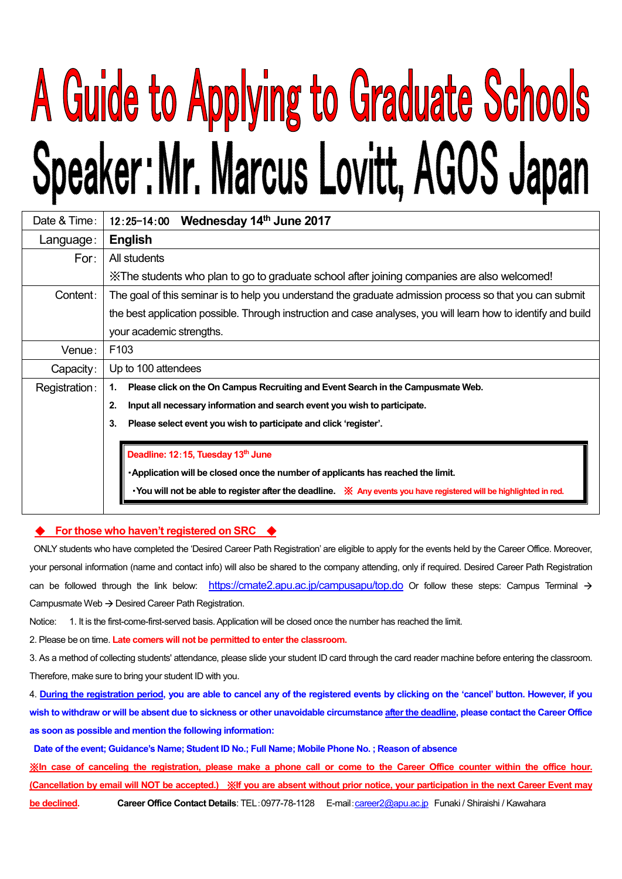# A Guide to Applying to Graduate Schools

# Speaker:Mr. Marcus Lovitt, AGOS Japan

| | |
|---|---|
| Date & Time: | 12:25-14:00 **Wednesday 14th June 2017** |
| Language: | **English** |
| For: | All students<br>※The students who plan to go to graduate school after joining companies are also welcomed! |
| Content: | The goal of this seminar is to help you understand the graduate admission process so that you can submit the best application possible. Through instruction and case analyses, you will learn how to identify and build your academic strengths. |
| Venue: | F103 |
| Capacity: | Up to 100 attendees |
| Registration: | **1. Please click on the On Campus Recruiting and Event Search in the Campusmate Web.**<br>**2. Input all necessary information and search event you wish to participate.**<br>**3. Please select event you wish to participate and click 'register'.**<br><br>**Deadline: 12:15, Tuesday 13th June**<br>**・Application will be closed once the number of applicants has reached the limit.**<br>**・You will not be able to register after the deadline.** **※ Any events you have registered will be highlighted in red.** |

**◆ For those who haven't registered on SRC ◆**

ONLY students who have completed the 'Desired Career Path Registration' are eligible to apply for the events held by the Career Office. Moreover, your personal information (name and contact info) will also be shared to the company attending, only if required. Desired Career Path Registration can be followed through the link below: https://cmate2.apu.ac.jp/campusapu/top.do Or follow these steps: Campus Terminal → Campusmate Web → Desired Career Path Registration.

Notice: 1. It is the first-come-first-served basis. Application will be closed once the number has reached the limit.

2. Please be on time. **Late comers will not be permitted to enter the classroom.**

3. As a method of collecting students' attendance, please slide your student ID card through the card reader machine before entering the classroom. Therefore, make sure to bring your student ID with you.

4. **During the registration period, you are able to cancel any of the registered events by clicking on the 'cancel' button. However, if you wish to withdraw or will be absent due to sickness or other unavoidable circumstance after the deadline, please contact the Career Office as soon as possible and mention the following information:**

**Date of the event; Guidance's Name; Student ID No.; Full Name; Mobile Phone No. ; Reason of absence**

**※In case of canceling the registration, please make a phone call or come to the Career Office counter within the office hour. (Cancellation by email will NOT be accepted.) ※If you are absent without prior notice, your participation in the next Career Event may be declined.** **Career Office Contact Details**: TEL:0977-78-1128 E-mail:career2@apu.ac.jp Funaki / Shiraishi / Kawahara